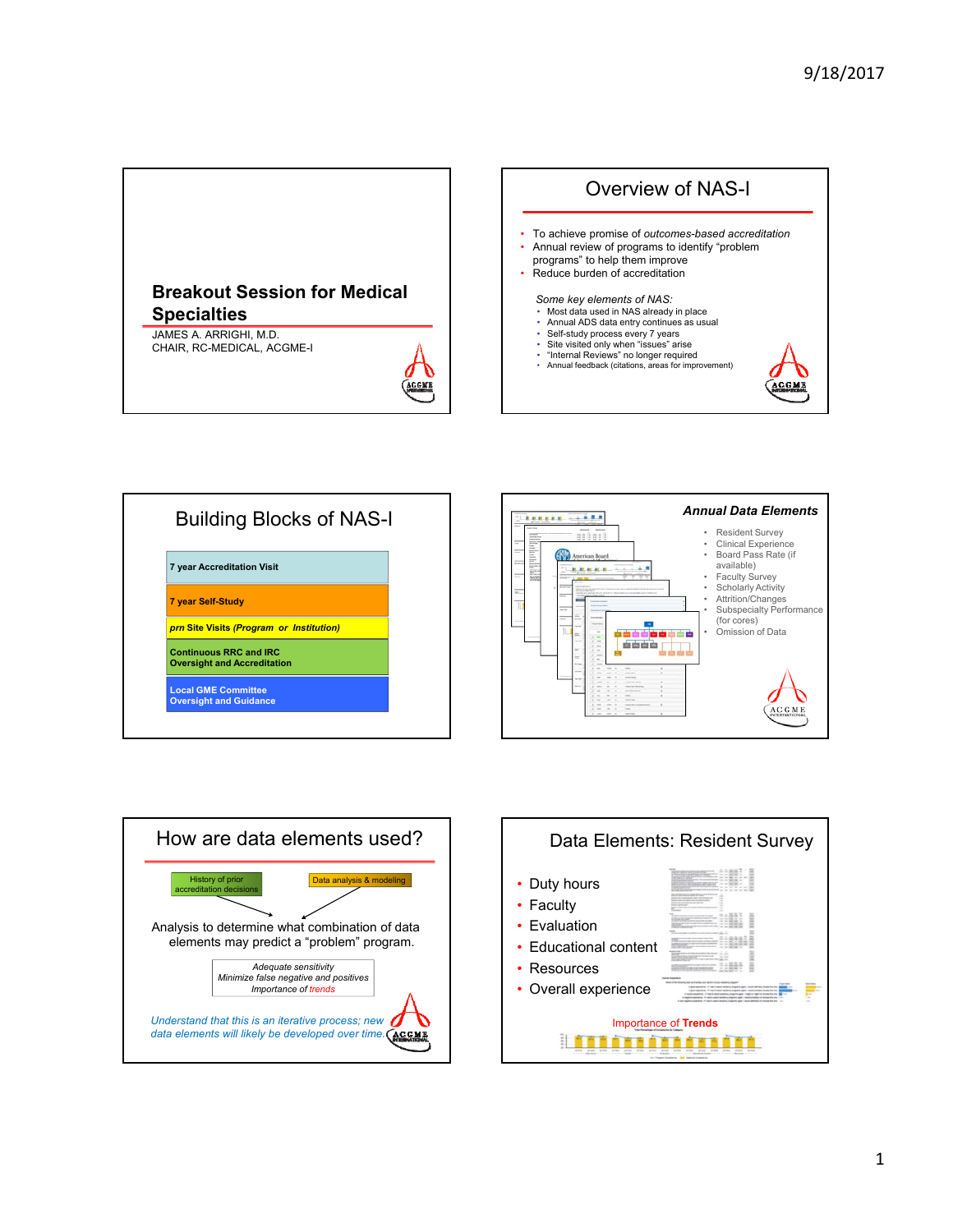## Breakout Session for Medical Specialties

JAMES A. ARRIGHI, M.D.
CHAIR, RC-MEDICAL, ACGME-I

## Overview of NAS-I

- To achieve promise of *outcomes-based accreditation*
- Annual review of programs to identify "problem programs" to help them improve
- Reduce burden of accreditation

*Some key elements of NAS:*

- Most data used in NAS already in place
- Annual ADS data entry continues as usual
- Self-study process every 7 years
- Site visited only when "issues" arise
- "Internal Reviews" no longer required
- Annual feedback (citations, areas for improvement)

## Building Blocks of NAS-I

- **7 year Accreditation Visit**
- **7 year Self-Study**
- ***prn* Site Visits *(Program or Institution)***
- **Continuous RRC and IRC Oversight and Accreditation**
- **Local GME Committee Oversight and Guidance**

## *Annual Data Elements*

- Resident Survey
- Clinical Experience
- Board Pass Rate (if available)
- Faculty Survey
- Scholarly Activity
- Attrition/Changes
- Subspecialty Performance (for cores)
- Omission of Data

## How are data elements used?

History of prior accreditation decisions → Data analysis & modeling →

Analysis to determine what combination of data elements may predict a "problem" program.

*Adequate sensitivity*
*Minimize false negative and positives*
*Importance of trends*

*Understand that this is an iterative process; new data elements will likely be developed over time.*

## Data Elements: Resident Survey

- Duty hours
- Faculty
- Evaluation
- Educational content
- Resources
- Overall experience

Importance of **Trends**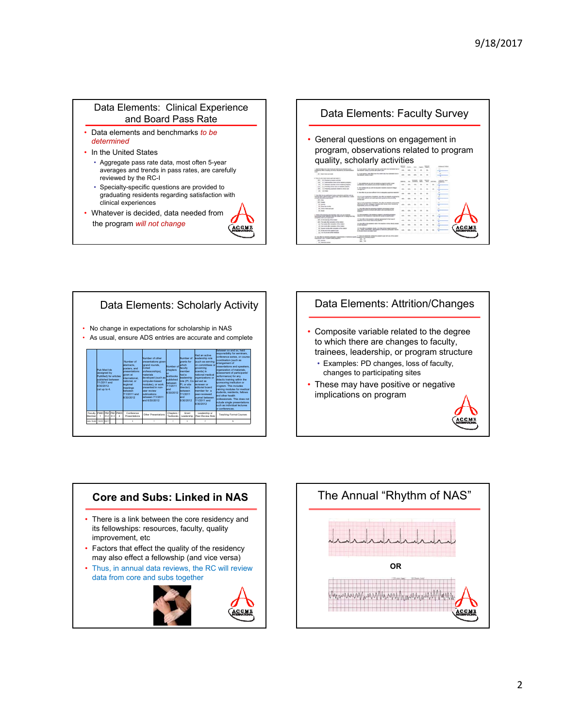## Data Elements: Clinical Experience and Board Pass Rate

- Data elements and benchmarks *to be determined*
- In the United States
  - Aggregate pass rate data, most often 5-year averages and trends in pass rates, are carefully reviewed by the RC-I
  - Specialty-specific questions are provided to graduating residents regarding satisfaction with clinical experiences
- Whatever is decided, data needed from the program *will not change*

## Data Elements: Faculty Survey

- General questions on engagement in program, observations related to program quality, scholarly activities

## Data Elements: Scholarly Activity

- No change in expectations for scholarship in NAS
- As usual, ensure ADS entries are accurate and complete

| | Pub Med Ids (assigned by PubMed) for articles published between 7/1/2011 and 6/30/2012. List up to 4. | | | | Number of abstracts, posters, and presentations given at international, national, or regional meetings between 7/1/2011 and 6/30/2012 | Number of other presentations given (grand rounds, invited professorships), materials developed (such as computer-based modules), or work presented in non-peer review publications between 7/1/2011 and 6/30/2012 | Number of chapters or textbooks published between 7/1/2011 and 6/30/2012 | Number of grants for which faculty member had a leadership role (PI, Co-PI, or site director) between 7/1/2011 and 6/30/2012 | Had an active leadership role (such as serving on committees or governing boards) in national medical organizations or served as reviewer or editorial board member for a peer-reviewed journal between 7/1/2011 and 6/30/2012 | Between xx and xx, held responsibility for seminars, conference series, or course coordination (such as arrangement of presentations and speakers, organization of materials, assessment of participants' performance) for any didactic training within the sponsoring institution or program. This includes training modules for medical students, residents, fellows and other health professionals. This does not include single presentations such as individual lectures or conferences. |
|---|---|---|---|---|---|---|---|---|---|---|
| Faculty Member | PMID 1 | PMID 2 | PMID 3 | PMID 4 | Conference Presentations | Other Presentations | Chapters / Textbooks | Grant Leadership | Leadership or Peer-Review Role | Teaching Formal Courses |
| John Smith | 12433 | 56471 | | | 3 | 1 | 1 | 3 | Y | N |

## Data Elements: Attrition/Changes

- Composite variable related to the degree to which there are changes to faculty, trainees, leadership, or program structure
  - Examples: PD changes, loss of faculty, changes to participating sites
- These may have positive or negative implications on program

## Core and Subs: Linked in NAS

- There is a link between the core residency and its fellowships: resources, faculty, quality improvement, etc
- Factors that effect the quality of the residency may also effect a fellowship (and vice versa)
- Thus, in annual data reviews, the RC will review data from core and subs together

## The Annual "Rhythm of NAS"

OR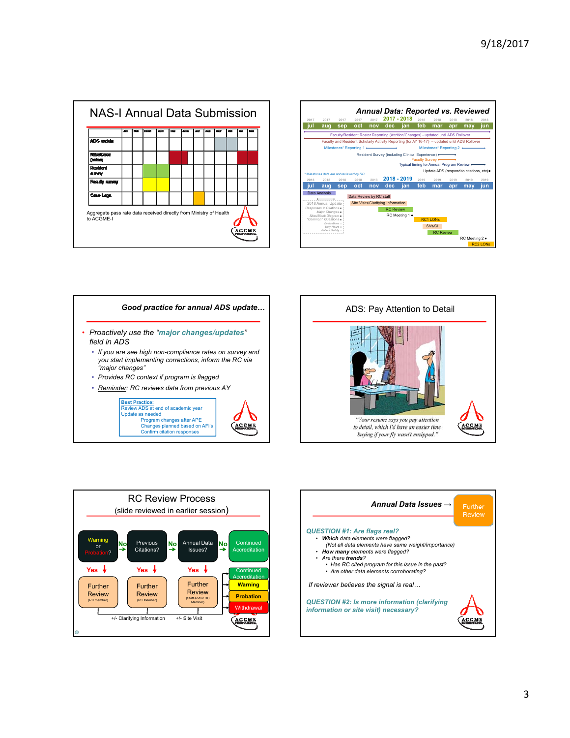## NAS-I Annual Data Submission

| | Jan | Feb | March | April | May | June | July | Aug | Sept | Oct | Nov | Dec |
|---|---|---|---|---|---|---|---|---|---|---|---|---|
| ADS update | | | | | | | | | | | | |
| Milestones (twice) | | | | | | | | | | | | |
| Resident survey | | | | | | | | | | | | |
| Faculty survey | | | | | | | | | | | | |
| Case Logs | | | | | | | | | | | | |

Aggregate pass rate data received directly from Ministry of Health to ACGME-I

## Annual Data: Reported vs. Reviewed

2017 - 2018

jul aug sep oct nov dec jan feb mar apr may jun

- Faculty/Resident Roster Reporting (Attrition/Changes) - updated until ADS Rollover
- Faculty and Resident Scholarly Activity Reporting (for AY 16-17) -- updated until ADS Rollover
- Milestones* Reporting 1
- Milestones* Reporting 2
- Resident Survey (including Clinical Experience)
- Faculty Survey
- Typical timing for Annual Program Review
- Update ADS (respond to citations, etc)

\* Milestones data are not reviewed by RC

2018 - 2019

jul aug sep oct nov dec jan feb mar apr may jun

- Data Analysis
- 2018 Annual Update: Responses to Citations, Major Changes, Sites/Block Diagram, "Common" Questions, Evaluations, Duty Hours, Patient Safety
- Data Review by RC staff
- Site Visits/Clarifying Information
- RC Review
- RC Meeting 1
- RC1 LONs
- SVs/CI
- RC Review
- RC Meeting 2
- RC2 LONs

## Good practice for annual ADS update…

- Proactively use the "**major changes/updates**" field in ADS
  - If you are see high non-compliance rates on survey and you start implementing corrections, inform the RC via "major changes"
  - Provides RC context if program is flagged
  - Reminder: RC reviews data from previous AY

**Best Practice:**
Review ADS at end of academic year
Update as needed
- Program changes after APE
- Changes planned based on AFI's
- Confirm citation responses

## ADS: Pay Attention to Detail

"Your resume says you pay attention to detail, which I'd have an easier time buying if your fly wasn't unzipped."

## RC Review Process

(slide reviewed in earlier session)

- Warning or Probation? — No → Previous Citations? — No → Annual Data Issues? — No → Continued Accreditation
- Warning or Probation? — Yes → Further Review (RC member)
- Previous Citations? — Yes → Further Review (RC Member)
- Annual Data Issues? — Yes → Further Review (Staff and/or RC Member)
- Outcomes: Continued Accreditation / Warning / Probation / Withdrawal
- +/- Clarifying Information; +/- Site Visit

## Annual Data Issues → Further Review

**QUESTION #1: Are flags real?**

- **Which** data elements were flagged?
  - (Not all data elements have same weight/importance)
- **How many** elements were flagged?
- Are there **trends**?
  - Has RC cited program for this issue in the past?
  - Are other data elements corroborating?

If reviewer believes the signal is real…

**QUESTION #2: Is more information (clarifying information or site visit) necessary?**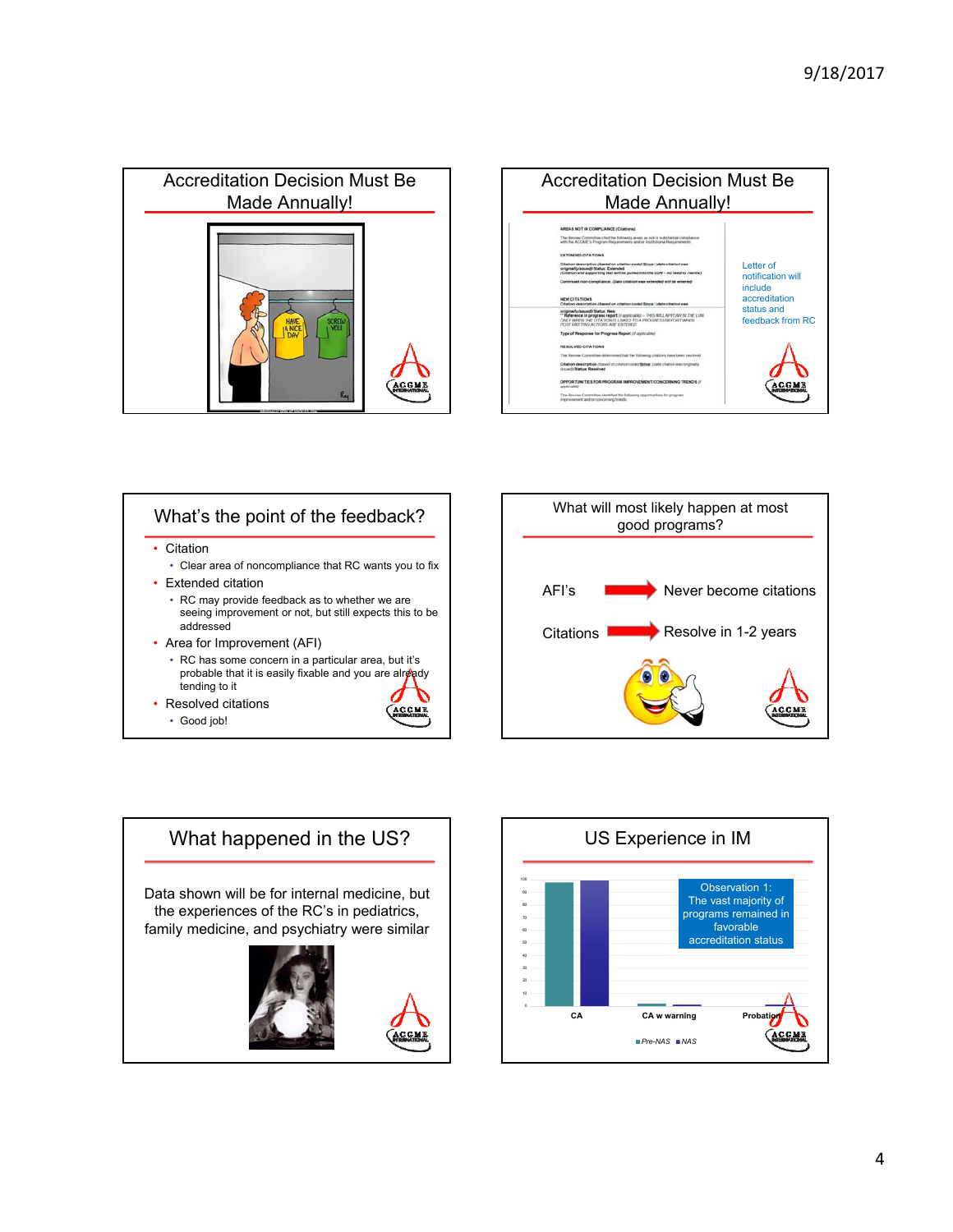## Accreditation Decision Must Be Made Annually!

## Accreditation Decision Must Be Made Annually!

AREAS NOT IN COMPLIANCE (Citations)

EXTENDED CITATIONS

NEW CITATIONS

RESOLVED CITATIONS

OPPORTUNITIES FOR PROGRAM IMPROVEMENT/CONCERNING TRENDS

Letter of notification will include accreditation status and feedback from RC

## What's the point of the feedback?

- Citation
  - Clear area of noncompliance that RC wants you to fix
- Extended citation
  - RC may provide feedback as to whether we are seeing improvement or not, but still expects this to be addressed
- Area for Improvement (AFI)
  - RC has some concern in a particular area, but it's probable that it is easily fixable and you are already tending to it
- Resolved citations
  - Good job!

## What will most likely happen at most good programs?

AFI's → Never become citations

Citations → Resolve in 1-2 years

## What happened in the US?

Data shown will be for internal medicine, but the experiences of the RC's in pediatrics, family medicine, and psychiatry were similar

## US Experience in IM

Observation 1: The vast majority of programs remained in favorable accreditation status

Categories: CA, CA w warning, Probation

Legend: Pre-NAS, NAS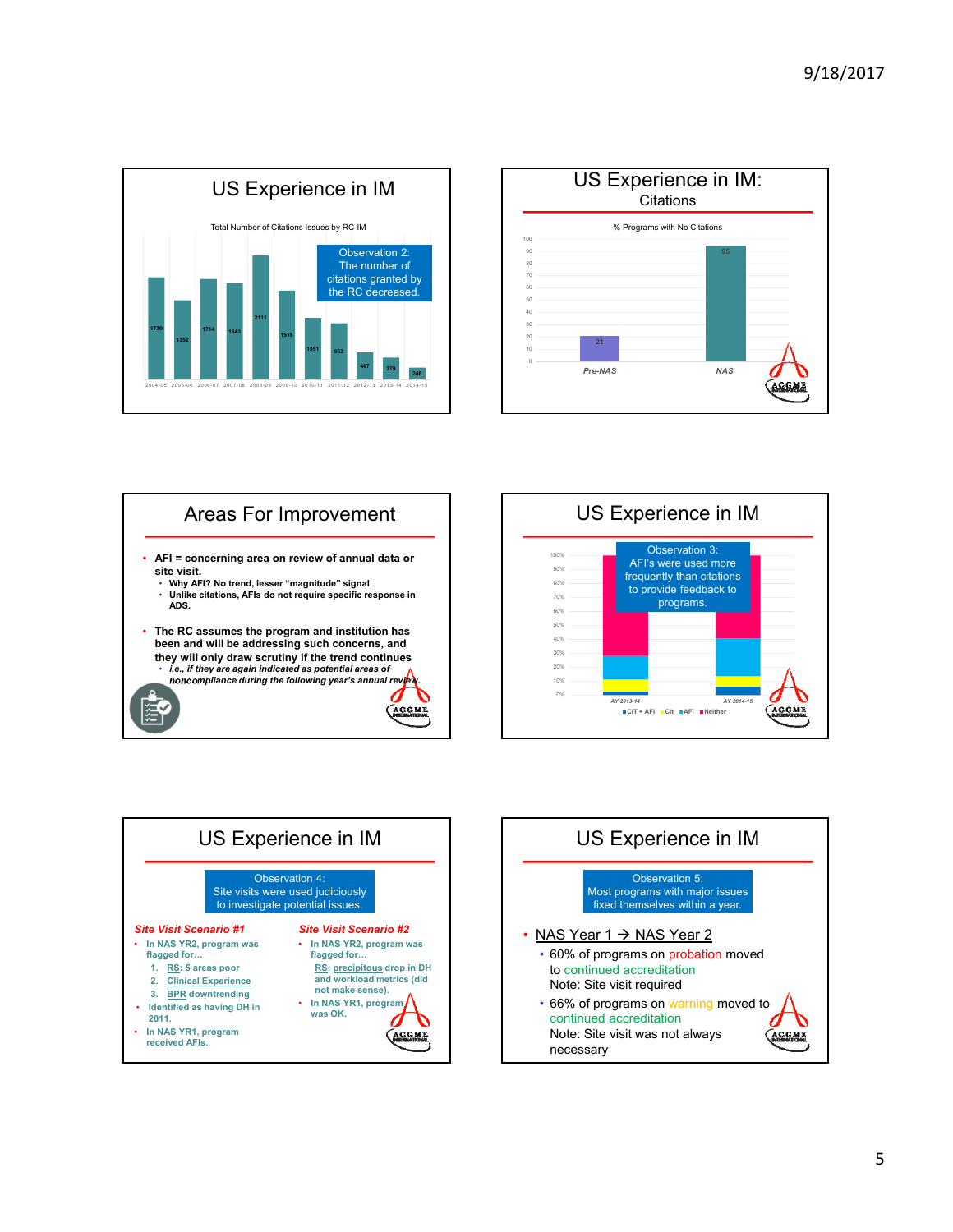## US Experience in IM

Total Number of Citations Issues by RC-IM

Observation 2: The number of citations granted by the RC decreased.

| 2004-05 | 2005-06 | 2006-07 | 2007-08 | 2008-09 | 2009-10 | 2010-11 | 2011-12 | 2012-13 | 2013-14 | 2014-15 |
|---|---|---|---|---|---|---|---|---|---|---|
| 1739 | 1352 | 1714 | 1643 | 2111 | 1516 | 1051 | 962 | 467 | 379 | 248 |

## US Experience in IM: Citations

% Programs with No Citations

| Pre-NAS | NAS |
|---|---|
| 21 | 95 |

## Areas For Improvement

- **AFI = concerning area on review of annual data or site visit.**
  - **Why AFI? No trend, lesser "magnitude" signal**
  - **Unlike citations, AFIs do not require specific response in ADS.**
- **The RC assumes the program and institution has been and will be addressing such concerns, and they will only draw scrutiny if the trend continues**
  - ***i.e., if they are again indicated as potential areas of noncompliance during the following year's annual review.***

## US Experience in IM

Observation 3: AFI's were used more frequently than citations to provide feedback to programs.

(Stacked bar chart: AY 2013-14, AY 2014-15; legend: CIT + AFI, Cit, AFI, Neither)

## US Experience in IM

Observation 4: Site visits were used judiciously to investigate potential issues.

***Site Visit Scenario #1***

- **In NAS YR2, program was flagged for…**
  1. **RS: 5 areas poor**
  2. **Clinical Experience**
  3. **BPR downtrending**
- **Identified as having DH in 2011.**
- **In NAS YR1, program received AFIs.**

***Site Visit Scenario #2***

- **In NAS YR2, program was flagged for…**
  - **RS: precipitous drop in DH and workload metrics (did not make sense).**
- **In NAS YR1, program was OK.**

## US Experience in IM

Observation 5: Most programs with major issues fixed themselves within a year.

- NAS Year 1 → NAS Year 2
  - 60% of programs on probation moved to continued accreditation
    Note: Site visit required
  - 66% of programs on warning moved to continued accreditation
    Note: Site visit was not always necessary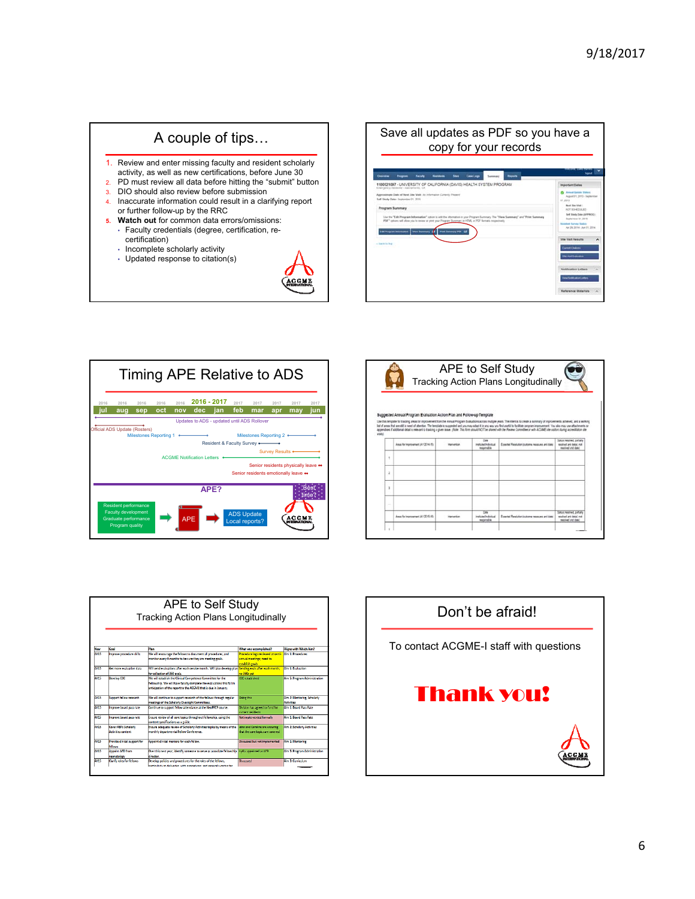## A couple of tips…

1. Review and enter missing faculty and resident scholarly activity, as well as new certifications, before June 30
2. PD must review all data before hitting the "submit" button
3. DIO should also review before submission
4. Inaccurate information could result in a clarifying report or further follow-up by the RRC
5. **Watch out** for common data errors/omissions:
   - Faculty credentials (degree, certification, re-certification)
   - Incomplete scholarly activity
   - Updated response to citation(s)

## Save all updates as PDF so you have a copy for your records

## Timing APE Relative to ADS

2016 - 2017

jul aug sep oct nov dec jan feb mar apr may jun

Updates to ADS - updated until ADS Rollover

Official ADS Update (Rosters)

Milestones Reporting 1

Milestones Reporting 2

Resident & Faculty Survey

Survey Results

ACGME Notification Letters

Senior residents physically leave

Senior residents emotionally leave

APE?

Best time?

Resident performance
Faculty development
Graduate performance
Program quality

APE

ADS Update
Local reports?

## APE to Self Study
### Tracking Action Plans Longitudinally

Suggested Annual Program Evaluation Action Plan and Follow-up Template

## APE to Self Study
### Tracking Action Plans Longitudinally

## Don't be afraid!

To contact ACGME-I staff with questions

**Thank you!**